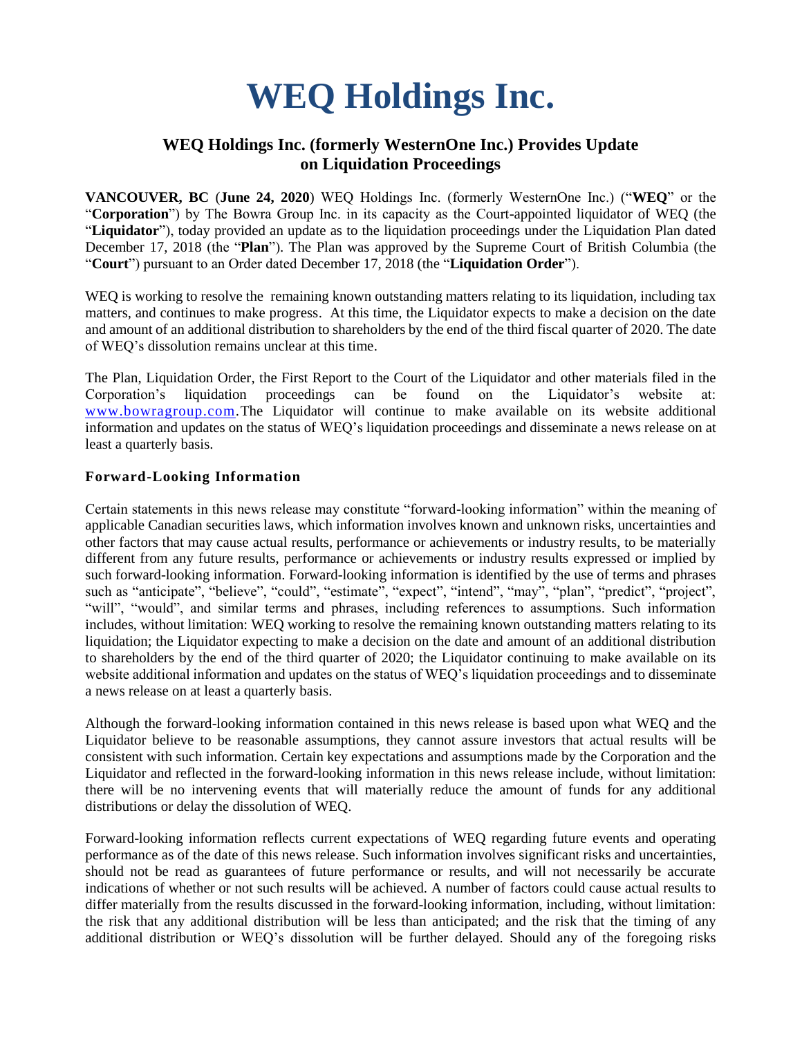# WEQ Holdings Inc.

## WEQ Holdings Inc. (formerly WesternOne Inc.) Provides Update on Liquidation Proceedings

**VANCOUVER, BC** (**June 24, 2020**) WEQ Holdings Inc. (formerly WesternOne Inc.) ("**WEQ**" or the "**Corporation**") by The Bowra Group Inc. in its capacity as the Court-appointed liquidator of WEQ (the "**Liquidator**"), today provided an update as to the liquidation proceedings under the Liquidation Plan dated December 17, 2018 (the "**Plan**"). The Plan was approved by the Supreme Court of British Columbia (the "**Court**") pursuant to an Order dated December 17, 2018 (the "**Liquidation Order**").

WEQ is working to resolve the remaining known outstanding matters relating to its liquidation, including tax matters, and continues to make progress. At this time, the Liquidator expects to make a decision on the date and amount of an additional distribution to shareholders by the end of the third fiscal quarter of 2020. The date of WEQ's dissolution remains unclear at this time.

The Plan, Liquidation Order, the First Report to the Court of the Liquidator and other materials filed in the Corporation's liquidation proceedings can be found on the Liquidator's website at: www.bowragroup.com. The Liquidator will continue to make available on its website additional information and updates on the status of WEQ's liquidation proceedings and disseminate a news release on at least a quarterly basis.

### Forward-Looking Information

Certain statements in this news release may constitute "forward-looking information" within the meaning of applicable Canadian securities laws, which information involves known and unknown risks, uncertainties and other factors that may cause actual results, performance or achievements or industry results, to be materially different from any future results, performance or achievements or industry results expressed or implied by such forward-looking information. Forward-looking information is identified by the use of terms and phrases such as "anticipate", "believe", "could", "estimate", "expect", "intend", "may", "plan", "predict", "project", "will", "would", and similar terms and phrases, including references to assumptions. Such information includes, without limitation: WEQ working to resolve the remaining known outstanding matters relating to its liquidation; the Liquidator expecting to make a decision on the date and amount of an additional distribution to shareholders by the end of the third quarter of 2020; the Liquidator continuing to make available on its website additional information and updates on the status of WEQ's liquidation proceedings and to disseminate a news release on at least a quarterly basis.

Although the forward-looking information contained in this news release is based upon what WEQ and the Liquidator believe to be reasonable assumptions, they cannot assure investors that actual results will be consistent with such information. Certain key expectations and assumptions made by the Corporation and the Liquidator and reflected in the forward-looking information in this news release include, without limitation: there will be no intervening events that will materially reduce the amount of funds for any additional distributions or delay the dissolution of WEQ.

Forward-looking information reflects current expectations of WEQ regarding future events and operating performance as of the date of this news release. Such information involves significant risks and uncertainties, should not be read as guarantees of future performance or results, and will not necessarily be accurate indications of whether or not such results will be achieved. A number of factors could cause actual results to differ materially from the results discussed in the forward-looking information, including, without limitation: the risk that any additional distribution will be less than anticipated; and the risk that the timing of any additional distribution or WEQ's dissolution will be further delayed. Should any of the foregoing risks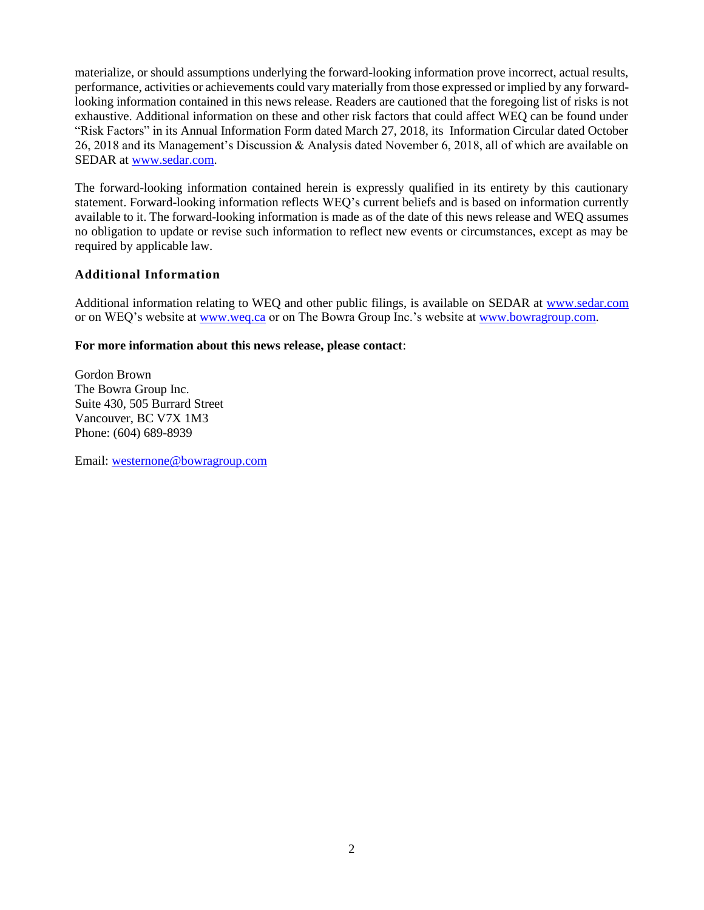materialize, or should assumptions underlying the forward-looking information prove incorrect, actual results, performance, activities or achievements could vary materially from those expressed or implied by any forward-looking information contained in this news release. Readers are cautioned that the foregoing list of risks is not exhaustive. Additional information on these and other risk factors that could affect WEQ can be found under "Risk Factors" in its Annual Information Form dated March 27, 2018, its Information Circular dated October 26, 2018 and its Management's Discussion & Analysis dated November 6, 2018, all of which are available on SEDAR at www.sedar.com.

The forward-looking information contained herein is expressly qualified in its entirety by this cautionary statement. Forward-looking information reflects WEQ's current beliefs and is based on information currently available to it. The forward-looking information is made as of the date of this news release and WEQ assumes no obligation to update or revise such information to reflect new events or circumstances, except as may be required by applicable law.

### Additional Information

Additional information relating to WEQ and other public filings, is available on SEDAR at www.sedar.com or on WEQ's website at www.weq.ca or on The Bowra Group Inc.'s website at www.bowragroup.com.

**For more information about this news release, please contact**:

Gordon Brown
The Bowra Group Inc.
Suite 430, 505 Burrard Street
Vancouver, BC V7X 1M3
Phone: (604) 689-8939

Email: westernone@bowragroup.com